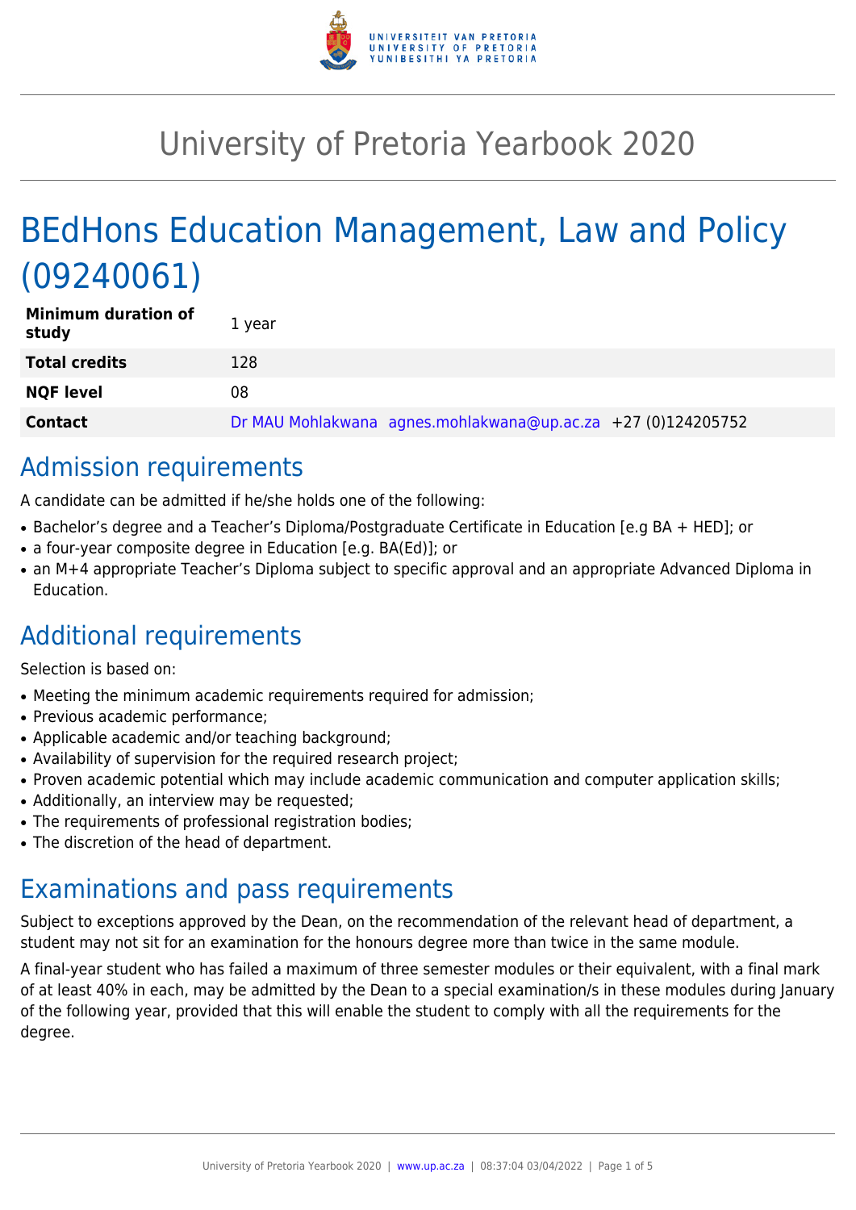# University of Pretoria Yearbook 2020

# BEdHons Education Management, Law and Policy (09240061)

| | |
|---|---|
| **Minimum duration of study** | 1 year |
| **Total credits** | 128 |
| **NQF level** | 08 |
| **Contact** | Dr MAU Mohlakwana agnes.mohlakwana@up.ac.za +27 (0)124205752 |

## Admission requirements

A candidate can be admitted if he/she holds one of the following:

- Bachelor's degree and a Teacher's Diploma/Postgraduate Certificate in Education [e.g BA + HED]; or
- a four-year composite degree in Education [e.g. BA(Ed)]; or
- an M+4 appropriate Teacher's Diploma subject to specific approval and an appropriate Advanced Diploma in Education.

## Additional requirements

Selection is based on:

- Meeting the minimum academic requirements required for admission;
- Previous academic performance;
- Applicable academic and/or teaching background;
- Availability of supervision for the required research project;
- Proven academic potential which may include academic communication and computer application skills;
- Additionally, an interview may be requested;
- The requirements of professional registration bodies;
- The discretion of the head of department.

## Examinations and pass requirements

Subject to exceptions approved by the Dean, on the recommendation of the relevant head of department, a student may not sit for an examination for the honours degree more than twice in the same module.

A final-year student who has failed a maximum of three semester modules or their equivalent, with a final mark of at least 40% in each, may be admitted by the Dean to a special examination/s in these modules during January of the following year, provided that this will enable the student to comply with all the requirements for the degree.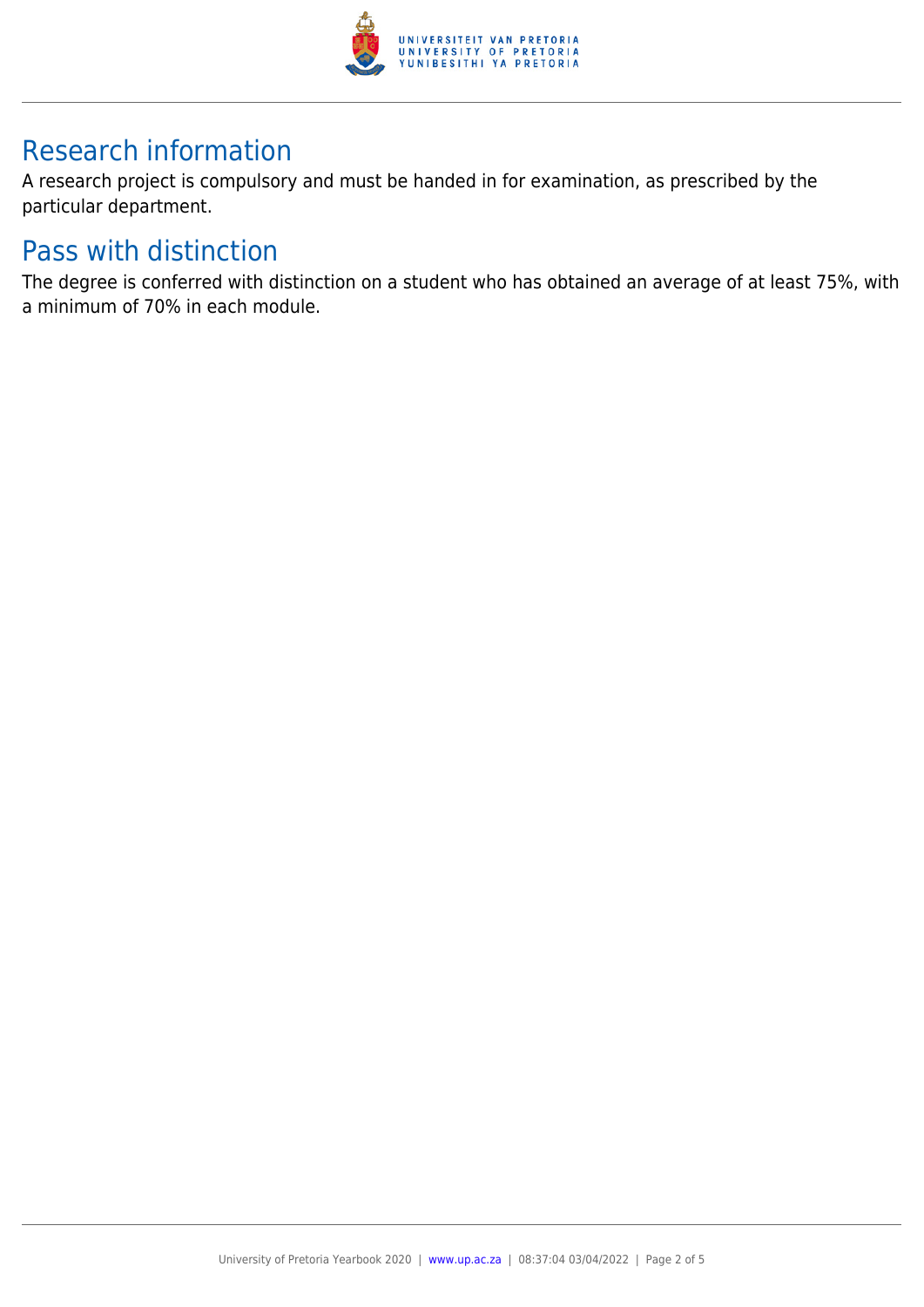## Research information

A research project is compulsory and must be handed in for examination, as prescribed by the particular department.

## Pass with distinction

The degree is conferred with distinction on a student who has obtained an average of at least 75%, with a minimum of 70% in each module.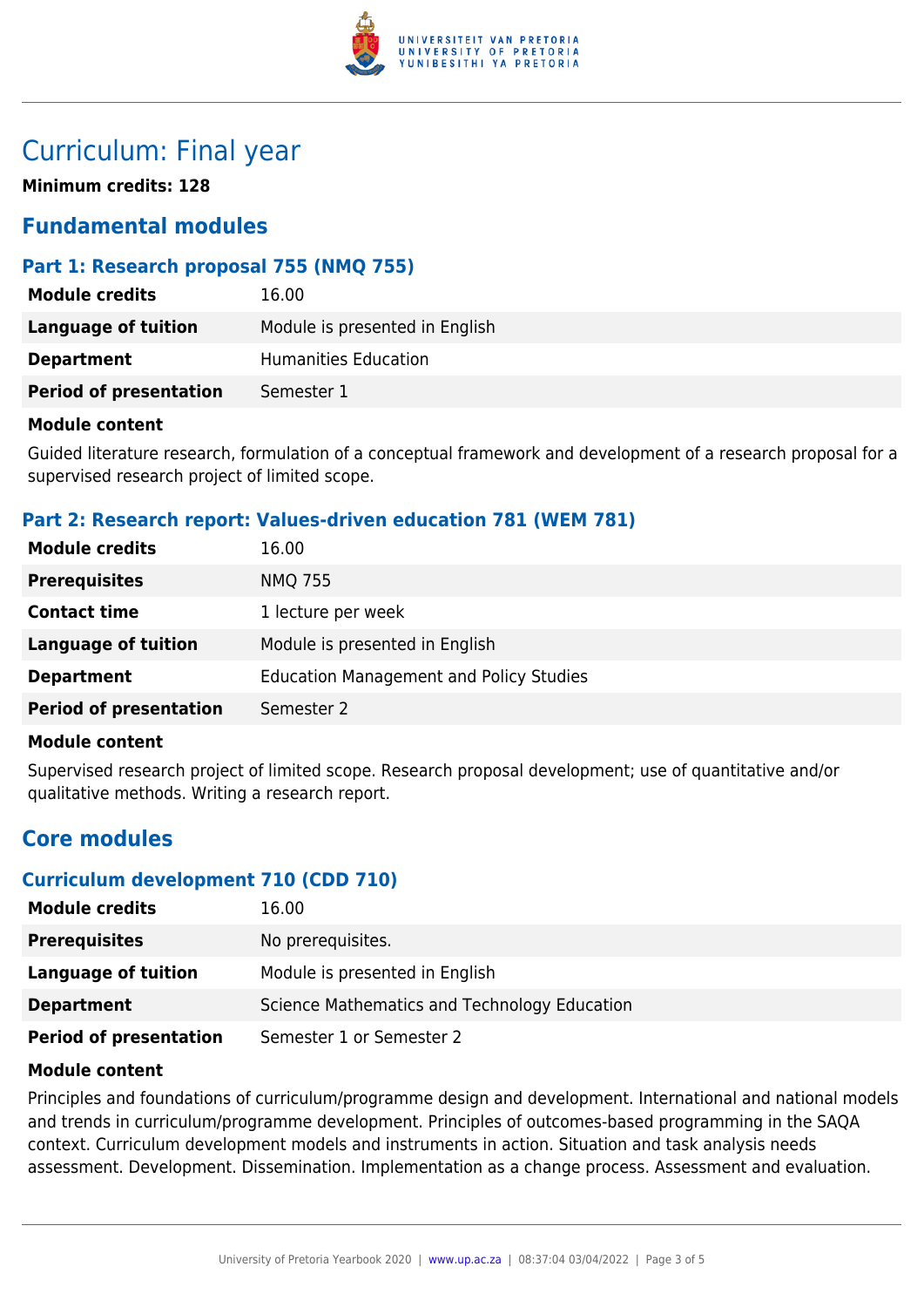# Curriculum: Final year

**Minimum credits: 128**

## Fundamental modules

### Part 1: Research proposal 755 (NMQ 755)

| | |
|---|---|
| **Module credits** | 16.00 |
| **Language of tuition** | Module is presented in English |
| **Department** | Humanities Education |
| **Period of presentation** | Semester 1 |

**Module content**

Guided literature research, formulation of a conceptual framework and development of a research proposal for a supervised research project of limited scope.

### Part 2: Research report: Values-driven education 781 (WEM 781)

| | |
|---|---|
| **Module credits** | 16.00 |
| **Prerequisites** | NMQ 755 |
| **Contact time** | 1 lecture per week |
| **Language of tuition** | Module is presented in English |
| **Department** | Education Management and Policy Studies |
| **Period of presentation** | Semester 2 |

**Module content**

Supervised research project of limited scope. Research proposal development; use of quantitative and/or qualitative methods. Writing a research report.

## Core modules

### Curriculum development 710 (CDD 710)

| | |
|---|---|
| **Module credits** | 16.00 |
| **Prerequisites** | No prerequisites. |
| **Language of tuition** | Module is presented in English |
| **Department** | Science Mathematics and Technology Education |
| **Period of presentation** | Semester 1 or Semester 2 |

**Module content**

Principles and foundations of curriculum/programme design and development. International and national models and trends in curriculum/programme development. Principles of outcomes-based programming in the SAQA context. Curriculum development models and instruments in action. Situation and task analysis needs assessment. Development. Dissemination. Implementation as a change process. Assessment and evaluation.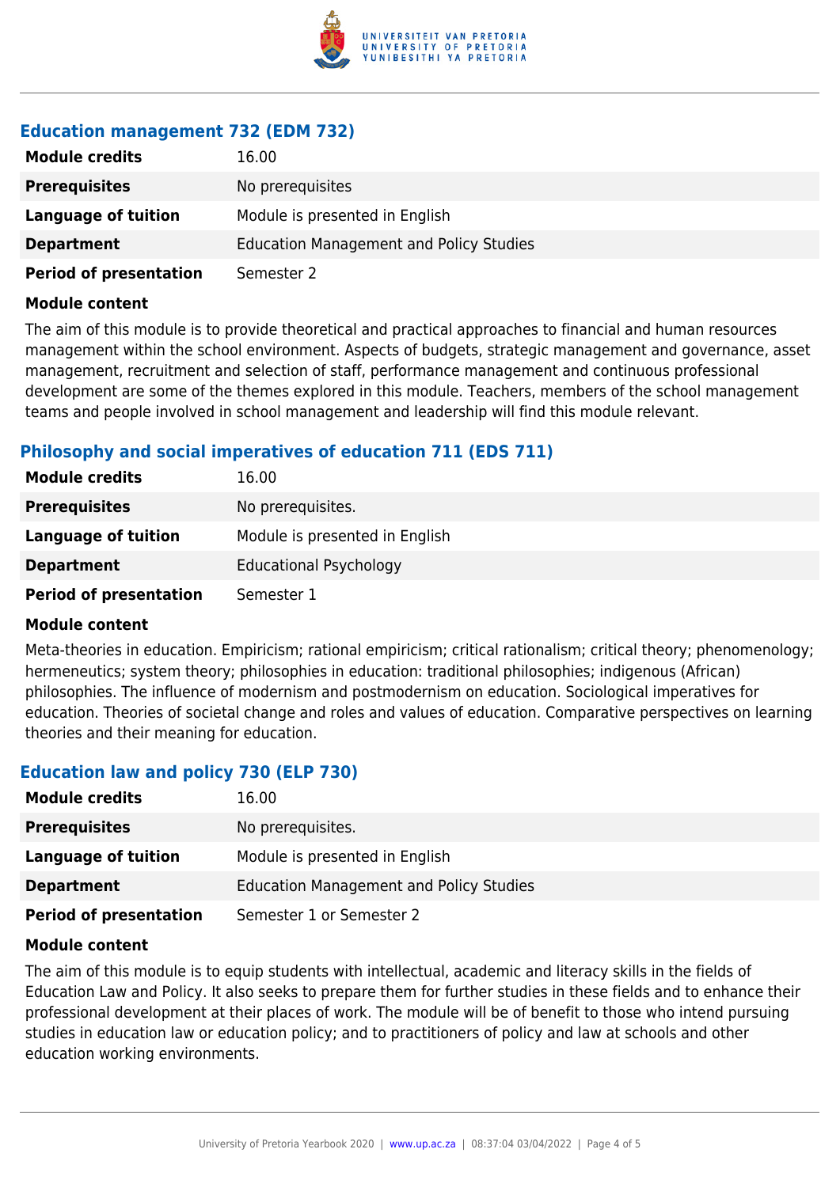### Education management 732 (EDM 732)

| | |
|---|---|
| **Module credits** | 16.00 |
| **Prerequisites** | No prerequisites |
| **Language of tuition** | Module is presented in English |
| **Department** | Education Management and Policy Studies |
| **Period of presentation** | Semester 2 |

**Module content**

The aim of this module is to provide theoretical and practical approaches to financial and human resources management within the school environment. Aspects of budgets, strategic management and governance, asset management, recruitment and selection of staff, performance management and continuous professional development are some of the themes explored in this module. Teachers, members of the school management teams and people involved in school management and leadership will find this module relevant.

### Philosophy and social imperatives of education 711 (EDS 711)

| | |
|---|---|
| **Module credits** | 16.00 |
| **Prerequisites** | No prerequisites. |
| **Language of tuition** | Module is presented in English |
| **Department** | Educational Psychology |
| **Period of presentation** | Semester 1 |

**Module content**

Meta-theories in education. Empiricism; rational empiricism; critical rationalism; critical theory; phenomenology; hermeneutics; system theory; philosophies in education: traditional philosophies; indigenous (African) philosophies. The influence of modernism and postmodernism on education. Sociological imperatives for education. Theories of societal change and roles and values of education. Comparative perspectives on learning theories and their meaning for education.

### Education law and policy 730 (ELP 730)

| | |
|---|---|
| **Module credits** | 16.00 |
| **Prerequisites** | No prerequisites. |
| **Language of tuition** | Module is presented in English |
| **Department** | Education Management and Policy Studies |
| **Period of presentation** | Semester 1 or Semester 2 |

**Module content**

The aim of this module is to equip students with intellectual, academic and literacy skills in the fields of Education Law and Policy. It also seeks to prepare them for further studies in these fields and to enhance their professional development at their places of work. The module will be of benefit to those who intend pursuing studies in education law or education policy; and to practitioners of policy and law at schools and other education working environments.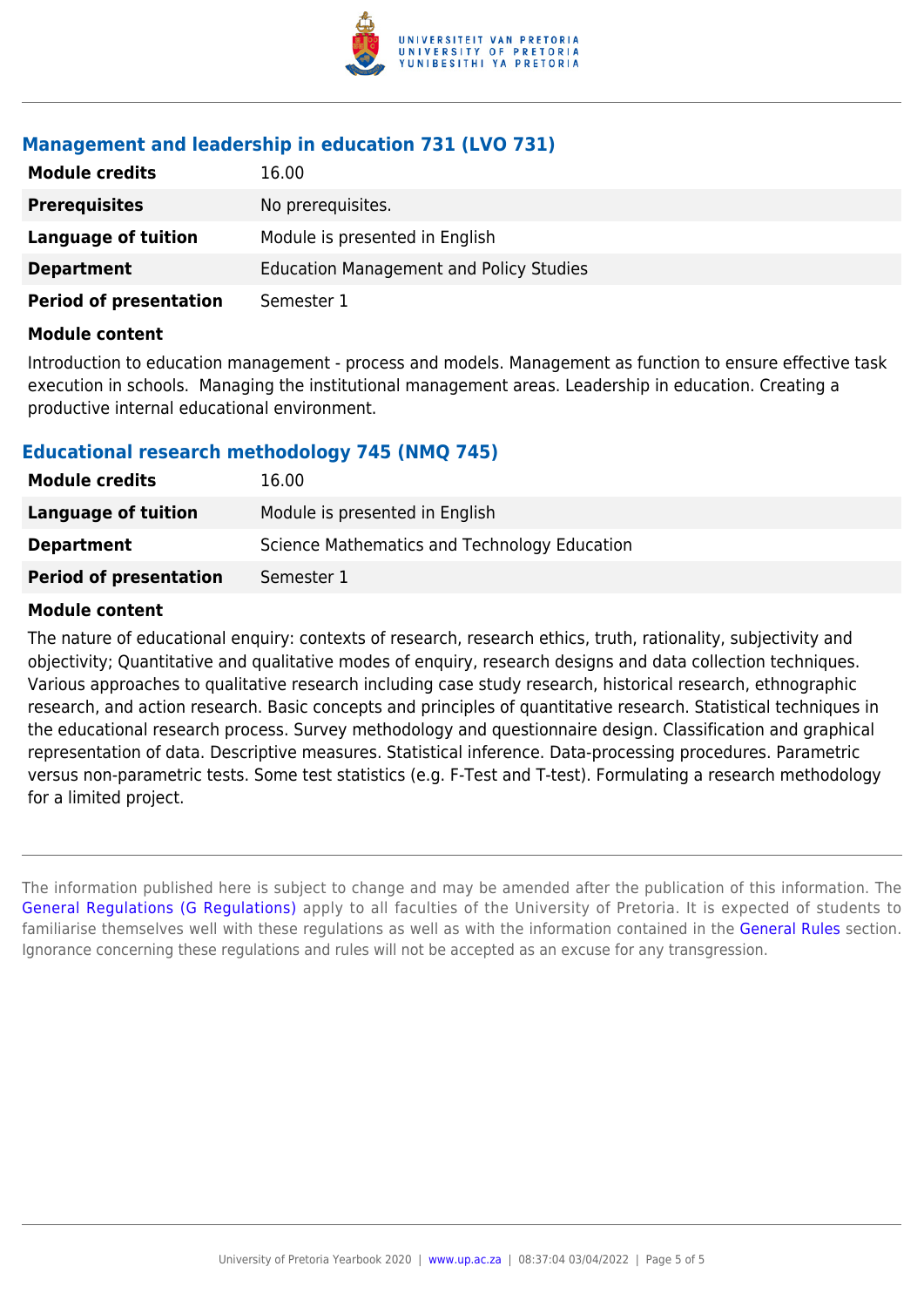### Management and leadership in education 731 (LVO 731)

| | |
|---|---|
| **Module credits** | 16.00 |
| **Prerequisites** | No prerequisites. |
| **Language of tuition** | Module is presented in English |
| **Department** | Education Management and Policy Studies |
| **Period of presentation** | Semester 1 |

**Module content**

Introduction to education management - process and models. Management as function to ensure effective task execution in schools. Managing the institutional management areas. Leadership in education. Creating a productive internal educational environment.

### Educational research methodology 745 (NMQ 745)

| | |
|---|---|
| **Module credits** | 16.00 |
| **Language of tuition** | Module is presented in English |
| **Department** | Science Mathematics and Technology Education |
| **Period of presentation** | Semester 1 |

**Module content**

The nature of educational enquiry: contexts of research, research ethics, truth, rationality, subjectivity and objectivity; Quantitative and qualitative modes of enquiry, research designs and data collection techniques. Various approaches to qualitative research including case study research, historical research, ethnographic research, and action research. Basic concepts and principles of quantitative research. Statistical techniques in the educational research process. Survey methodology and questionnaire design. Classification and graphical representation of data. Descriptive measures. Statistical inference. Data-processing procedures. Parametric versus non-parametric tests. Some test statistics (e.g. F-Test and T-test). Formulating a research methodology for a limited project.

---

The information published here is subject to change and may be amended after the publication of this information. The General Regulations (G Regulations) apply to all faculties of the University of Pretoria. It is expected of students to familiarise themselves well with these regulations as well as with the information contained in the General Rules section. Ignorance concerning these regulations and rules will not be accepted as an excuse for any transgression.